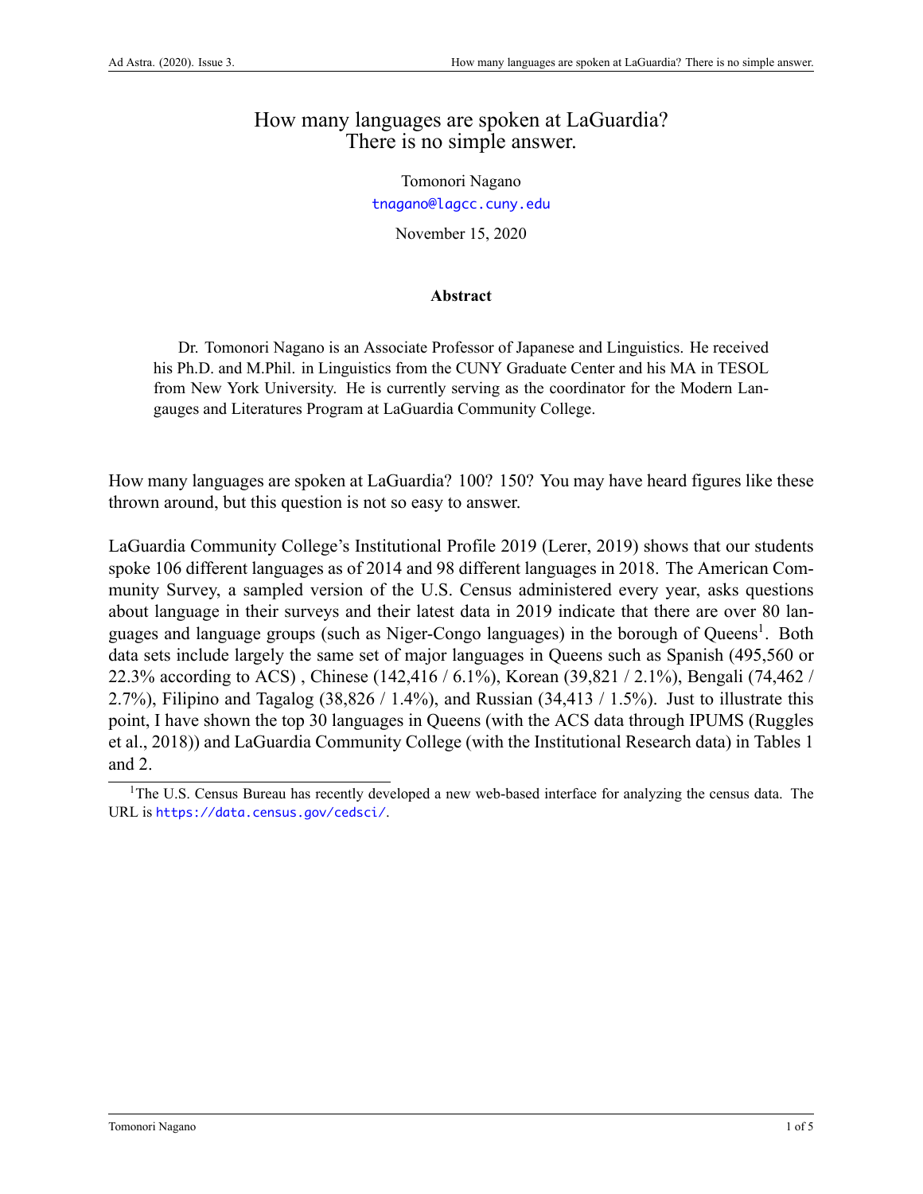# How many languages are spoken at LaGuardia? There is no simple answer.

Tomonori Nagano

tnagano@lagcc.cuny.edu

November 15, 2020

### Abstract

Dr. Tomonori Nagano is an Associate Professor of Japanese and Linguistics. He received his Ph.D. and M.Phil. in Linguistics from the CUNY Graduate Center and his MA in TESOL from New York University. He is currently serving as the coordinator for the Modern Langauges and Literatures Program at LaGuardia Community College.

How many languages are spoken at LaGuardia? 100? 150? You may have heard figures like these thrown around, but this question is not so easy to answer.

LaGuardia Community College's Institutional Profile 2019 (Lerer, 2019) shows that our students spoke 106 different languages as of 2014 and 98 different languages in 2018. The American Community Survey, a sampled version of the U.S. Census administered every year, asks questions about language in their surveys and their latest data in 2019 indicate that there are over 80 languages and language groups (such as Niger-Congo languages) in the borough of Queens[1]. Both data sets include largely the same set of major languages in Queens such as Spanish (495,560 or 22.3% according to ACS) , Chinese (142,416 / 6.1%), Korean (39,821 / 2.1%), Bengali (74,462 / 2.7%), Filipino and Tagalog (38,826 / 1.4%), and Russian (34,413 / 1.5%). Just to illustrate this point, I have shown the top 30 languages in Queens (with the ACS data through IPUMS (Ruggles et al., 2018)) and LaGuardia Community College (with the Institutional Research data) in Tables 1 and 2.

[1] The U.S. Census Bureau has recently developed a new web-based interface for analyzing the census data. The URL is https://data.census.gov/cedsci/.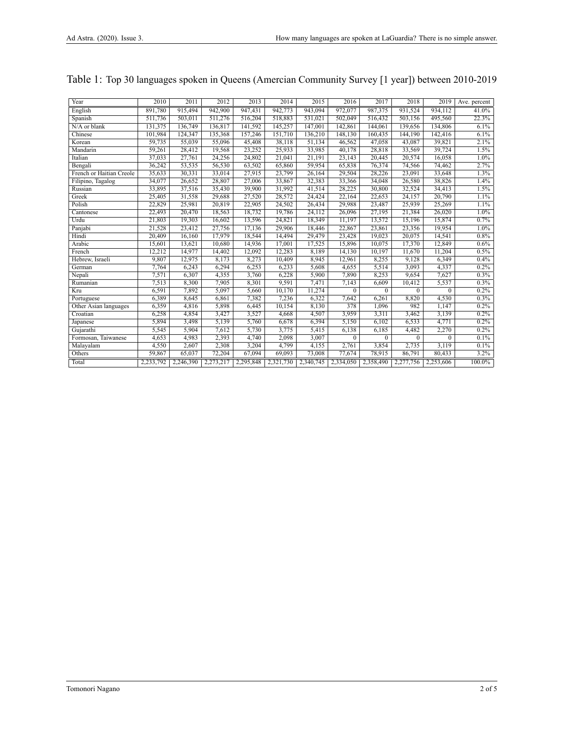Table 1: Top 30 languages spoken in Queens (Amercian Community Survey [1 year]) between 2010-2019

| Year | 2010 | 2011 | 2012 | 2013 | 2014 | 2015 | 2016 | 2017 | 2018 | 2019 | Ave. percent |
|---|---|---|---|---|---|---|---|---|---|---|---|
| English | 891,780 | 915,494 | 942,900 | 947,431 | 942,773 | 943,094 | 972,077 | 987,375 | 931,524 | 934,112 | 41.0% |
| Spanish | 511,736 | 503,011 | 511,276 | 516,204 | 518,883 | 531,021 | 502,049 | 516,432 | 503,156 | 495,560 | 22.3% |
| N/A or blank | 131,375 | 136,749 | 136,817 | 141,592 | 145,257 | 147,001 | 142,861 | 144,061 | 139,656 | 134,806 | 6.1% |
| Chinese | 101,984 | 124,347 | 135,368 | 157,246 | 151,710 | 136,210 | 148,130 | 160,435 | 144,190 | 142,416 | 6.1% |
| Korean | 59,735 | 55,039 | 55,096 | 45,408 | 38,118 | 51,134 | 46,562 | 47,058 | 43,087 | 39,821 | 2.1% |
| Mandarin | 59,261 | 28,412 | 19,568 | 23,252 | 25,933 | 33,985 | 40,178 | 28,818 | 33,569 | 39,724 | 1.5% |
| Italian | 37,033 | 27,761 | 24,256 | 24,802 | 21,041 | 21,191 | 23,143 | 20,445 | 20,574 | 16,058 | 1.0% |
| Bengali | 36,242 | 53,535 | 56,530 | 63,502 | 65,860 | 59,954 | 65,838 | 76,374 | 74,566 | 74,462 | 2.7% |
| French or Haitian Creole | 35,633 | 30,331 | 33,014 | 27,915 | 23,799 | 26,164 | 29,504 | 28,226 | 23,091 | 33,648 | 1.3% |
| Filipino, Tagalog | 34,077 | 26,652 | 28,807 | 27,006 | 33,867 | 32,383 | 33,366 | 34,048 | 26,580 | 38,826 | 1.4% |
| Russian | 33,895 | 37,516 | 35,430 | 39,900 | 31,992 | 41,514 | 28,225 | 30,800 | 32,524 | 34,413 | 1.5% |
| Greek | 25,405 | 31,558 | 29,688 | 27,520 | 28,572 | 24,424 | 22,164 | 22,653 | 24,157 | 20,790 | 1.1% |
| Polish | 22,829 | 25,981 | 20,819 | 22,905 | 24,502 | 26,434 | 29,988 | 23,487 | 25,939 | 25,269 | 1.1% |
| Cantonese | 22,493 | 20,470 | 18,563 | 18,732 | 19,786 | 24,112 | 26,096 | 27,195 | 21,384 | 26,020 | 1.0% |
| Urdu | 21,803 | 19,303 | 16,602 | 13,596 | 24,821 | 18,349 | 11,197 | 13,572 | 15,196 | 15,874 | 0.7% |
| Panjabi | 21,528 | 23,412 | 27,756 | 17,136 | 29,906 | 18,446 | 22,867 | 23,861 | 23,356 | 19,954 | 1.0% |
| Hindi | 20,409 | 16,160 | 17,979 | 18,544 | 14,494 | 29,479 | 23,428 | 19,023 | 20,075 | 14,541 | 0.8% |
| Arabic | 15,601 | 13,621 | 10,680 | 14,936 | 17,001 | 17,525 | 15,896 | 10,075 | 17,370 | 12,849 | 0.6% |
| French | 12,212 | 14,977 | 14,402 | 12,092 | 12,283 | 8,189 | 14,130 | 10,197 | 11,670 | 11,204 | 0.5% |
| Hebrew, Israeli | 9,807 | 12,975 | 8,173 | 8,273 | 10,409 | 8,945 | 12,961 | 8,255 | 9,128 | 6,349 | 0.4% |
| German | 7,764 | 6,243 | 6,294 | 6,253 | 6,233 | 5,608 | 4,655 | 5,514 | 3,093 | 4,337 | 0.2% |
| Nepali | 7,571 | 6,307 | 4,355 | 3,760 | 6,228 | 5,900 | 7,890 | 8,253 | 9,654 | 7,627 | 0.3% |
| Rumanian | 7,513 | 8,300 | 7,905 | 8,301 | 9,591 | 7,471 | 7,143 | 6,609 | 10,412 | 5,537 | 0.3% |
| Kru | 6,591 | 7,892 | 5,097 | 5,660 | 10,170 | 11,274 | 0 | 0 | 0 | 0 | 0.2% |
| Portuguese | 6,389 | 8,645 | 6,861 | 7,382 | 7,236 | 6,322 | 7,642 | 6,261 | 8,820 | 4,530 | 0.3% |
| Other Asian languages | 6,359 | 4,816 | 5,898 | 6,445 | 10,154 | 8,130 | 378 | 1,096 | 982 | 1,147 | 0.2% |
| Croatian | 6,258 | 4,854 | 3,427 | 3,527 | 4,668 | 4,507 | 3,959 | 3,311 | 3,462 | 3,139 | 0.2% |
| Japanese | 5,894 | 3,498 | 5,139 | 5,760 | 6,678 | 6,394 | 5,150 | 6,102 | 6,533 | 4,771 | 0.2% |
| Gujarathi | 5,545 | 5,904 | 7,612 | 5,730 | 3,775 | 5,415 | 6,138 | 6,185 | 4,482 | 2,270 | 0.2% |
| Formosan, Taiwanese | 4,653 | 4,983 | 2,393 | 4,740 | 2,098 | 3,007 | 0 | 0 | 0 | 0 | 0.1% |
| Malayalam | 4,550 | 2,607 | 2,308 | 3,204 | 4,799 | 4,155 | 2,761 | 3,854 | 2,735 | 3,119 | 0.1% |
| Others | 59,867 | 65,037 | 72,204 | 67,094 | 69,093 | 73,008 | 77,674 | 78,915 | 86,791 | 80,433 | 3.2% |
| Total | 2,233,792 | 2,246,390 | 2,273,217 | 2,295,848 | 2,321,730 | 2,340,745 | 2,334,050 | 2,358,490 | 2,277,756 | 2,253,606 | 100.0% |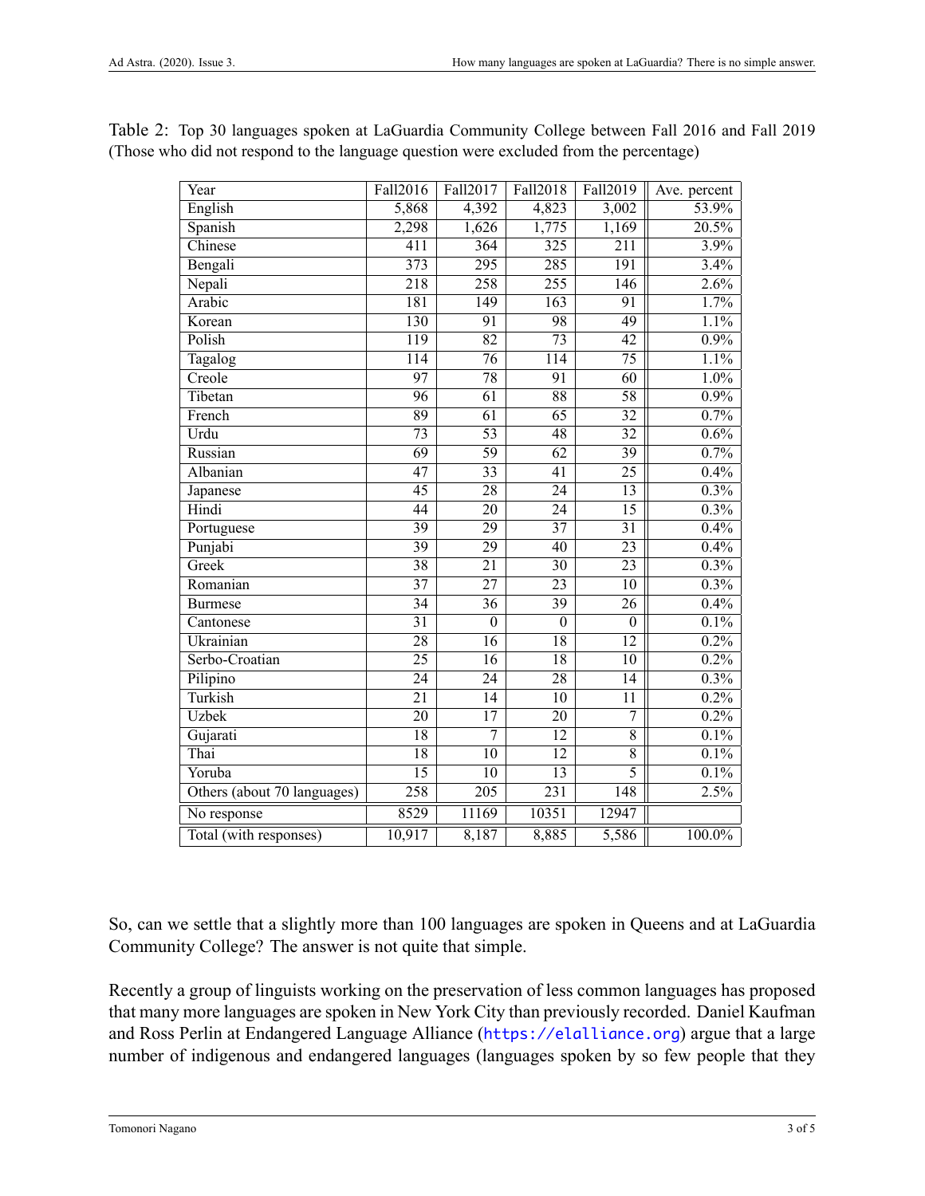Table 2: Top 30 languages spoken at LaGuardia Community College between Fall 2016 and Fall 2019 (Those who did not respond to the language question were excluded from the percentage)

| Year | Fall2016 | Fall2017 | Fall2018 | Fall2019 | Ave. percent |
|---|---|---|---|---|---|
| English | 5,868 | 4,392 | 4,823 | 3,002 | 53.9% |
| Spanish | 2,298 | 1,626 | 1,775 | 1,169 | 20.5% |
| Chinese | 411 | 364 | 325 | 211 | 3.9% |
| Bengali | 373 | 295 | 285 | 191 | 3.4% |
| Nepali | 218 | 258 | 255 | 146 | 2.6% |
| Arabic | 181 | 149 | 163 | 91 | 1.7% |
| Korean | 130 | 91 | 98 | 49 | 1.1% |
| Polish | 119 | 82 | 73 | 42 | 0.9% |
| Tagalog | 114 | 76 | 114 | 75 | 1.1% |
| Creole | 97 | 78 | 91 | 60 | 1.0% |
| Tibetan | 96 | 61 | 88 | 58 | 0.9% |
| French | 89 | 61 | 65 | 32 | 0.7% |
| Urdu | 73 | 53 | 48 | 32 | 0.6% |
| Russian | 69 | 59 | 62 | 39 | 0.7% |
| Albanian | 47 | 33 | 41 | 25 | 0.4% |
| Japanese | 45 | 28 | 24 | 13 | 0.3% |
| Hindi | 44 | 20 | 24 | 15 | 0.3% |
| Portuguese | 39 | 29 | 37 | 31 | 0.4% |
| Punjabi | 39 | 29 | 40 | 23 | 0.4% |
| Greek | 38 | 21 | 30 | 23 | 0.3% |
| Romanian | 37 | 27 | 23 | 10 | 0.3% |
| Burmese | 34 | 36 | 39 | 26 | 0.4% |
| Cantonese | 31 | 0 | 0 | 0 | 0.1% |
| Ukrainian | 28 | 16 | 18 | 12 | 0.2% |
| Serbo-Croatian | 25 | 16 | 18 | 10 | 0.2% |
| Pilipino | 24 | 24 | 28 | 14 | 0.3% |
| Turkish | 21 | 14 | 10 | 11 | 0.2% |
| Uzbek | 20 | 17 | 20 | 7 | 0.2% |
| Gujarati | 18 | 7 | 12 | 8 | 0.1% |
| Thai | 18 | 10 | 12 | 8 | 0.1% |
| Yoruba | 15 | 10 | 13 | 5 | 0.1% |
| Others (about 70 languages) | 258 | 205 | 231 | 148 | 2.5% |
| No response | 8529 | 11169 | 10351 | 12947 | |
| Total (with responses) | 10,917 | 8,187 | 8,885 | 5,586 | 100.0% |

So, can we settle that a slightly more than 100 languages are spoken in Queens and at LaGuardia Community College? The answer is not quite that simple.

Recently a group of linguists working on the preservation of less common languages has proposed that many more languages are spoken in New York City than previously recorded. Daniel Kaufman and Ross Perlin at Endangered Language Alliance (https://elalliance.org) argue that a large number of indigenous and endangered languages (languages spoken by so few people that they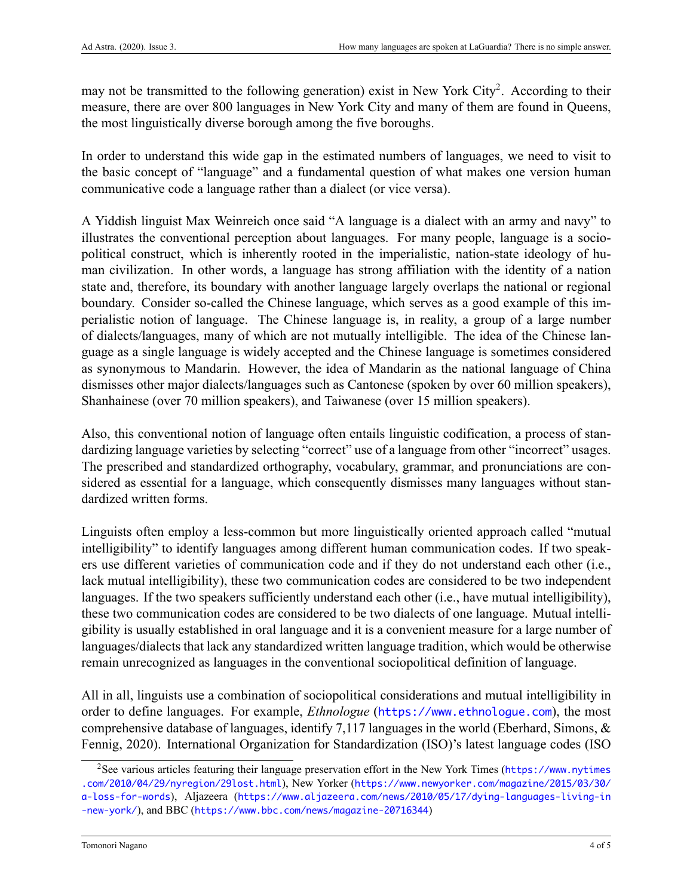may not be transmitted to the following generation) exist in New York City[2]. According to their measure, there are over 800 languages in New York City and many of them are found in Queens, the most linguistically diverse borough among the five boroughs.

In order to understand this wide gap in the estimated numbers of languages, we need to visit to the basic concept of "language" and a fundamental question of what makes one version human communicative code a language rather than a dialect (or vice versa).

A Yiddish linguist Max Weinreich once said "A language is a dialect with an army and navy" to illustrates the conventional perception about languages. For many people, language is a sociopolitical construct, which is inherently rooted in the imperialistic, nation-state ideology of human civilization. In other words, a language has strong affiliation with the identity of a nation state and, therefore, its boundary with another language largely overlaps the national or regional boundary. Consider so-called the Chinese language, which serves as a good example of this imperialistic notion of language. The Chinese language is, in reality, a group of a large number of dialects/languages, many of which are not mutually intelligible. The idea of the Chinese language as a single language is widely accepted and the Chinese language is sometimes considered as synonymous to Mandarin. However, the idea of Mandarin as the national language of China dismisses other major dialects/languages such as Cantonese (spoken by over 60 million speakers), Shanhainese (over 70 million speakers), and Taiwanese (over 15 million speakers).

Also, this conventional notion of language often entails linguistic codification, a process of standardizing language varieties by selecting "correct" use of a language from other "incorrect" usages. The prescribed and standardized orthography, vocabulary, grammar, and pronunciations are considered as essential for a language, which consequently dismisses many languages without standardized written forms.

Linguists often employ a less-common but more linguistically oriented approach called "mutual intelligibility" to identify languages among different human communication codes. If two speakers use different varieties of communication code and if they do not understand each other (i.e., lack mutual intelligibility), these two communication codes are considered to be two independent languages. If the two speakers sufficiently understand each other (i.e., have mutual intelligibility), these two communication codes are considered to be two dialects of one language. Mutual intelligibility is usually established in oral language and it is a convenient measure for a large number of languages/dialects that lack any standardized written language tradition, which would be otherwise remain unrecognized as languages in the conventional sociopolitical definition of language.

All in all, linguists use a combination of sociopolitical considerations and mutual intelligibility in order to define languages. For example, *Ethnologue* (https://www.ethnologue.com), the most comprehensive database of languages, identify 7,117 languages in the world (Eberhard, Simons, & Fennig, 2020). International Organization for Standardization (ISO)'s latest language codes (ISO

[2] See various articles featuring their language preservation effort in the New York Times (https://www.nytimes.com/2010/04/29/nyregion/29lost.html), New Yorker (https://www.newyorker.com/magazine/2015/03/30/a-loss-for-words), Aljazeera (https://www.aljazeera.com/news/2010/05/17/dying-languages-living-in-new-york/), and BBC (https://www.bbc.com/news/magazine-20716344)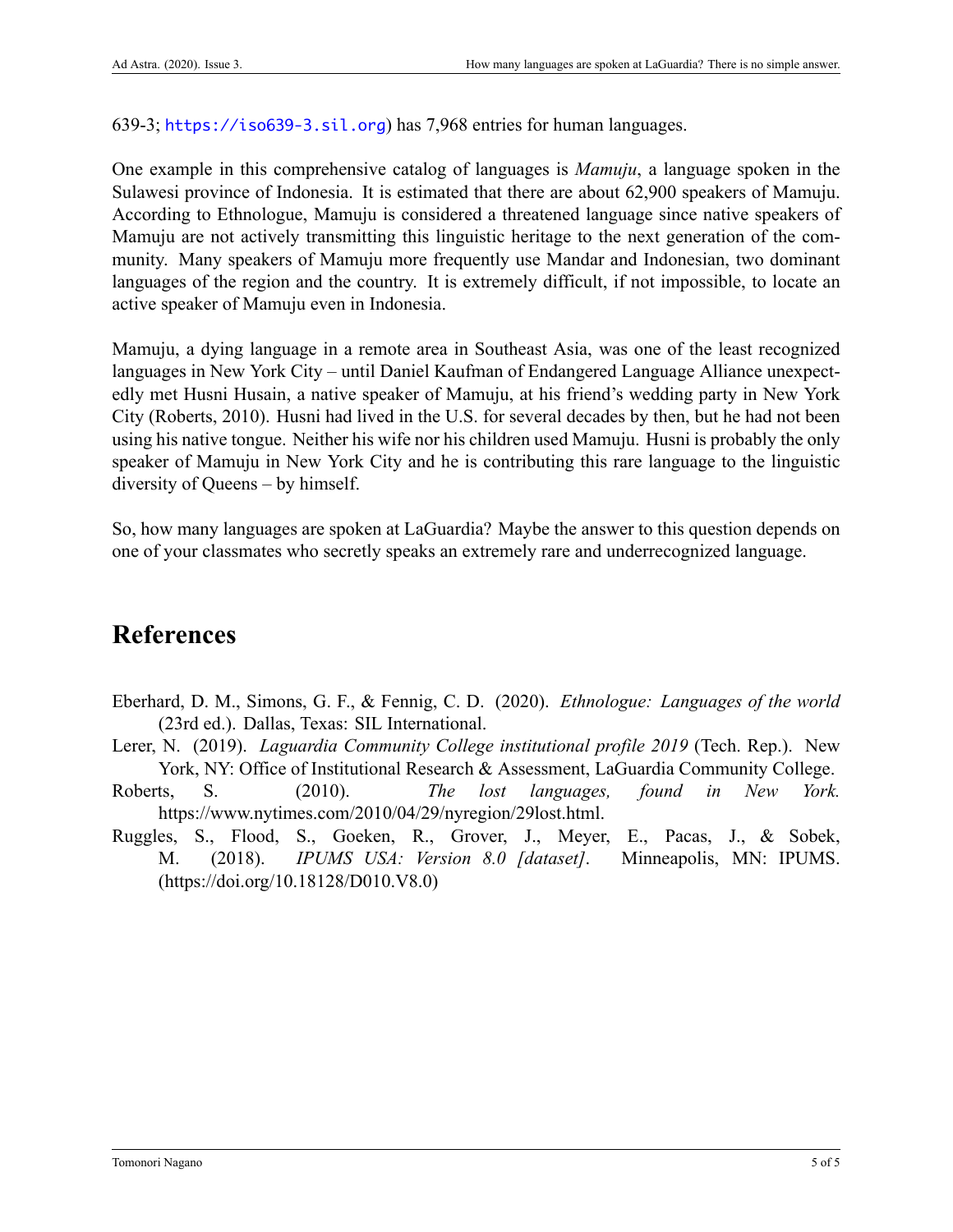639-3; https://iso639-3.sil.org) has 7,968 entries for human languages.

One example in this comprehensive catalog of languages is *Mamuju*, a language spoken in the Sulawesi province of Indonesia. It is estimated that there are about 62,900 speakers of Mamuju. According to Ethnologue, Mamuju is considered a threatened language since native speakers of Mamuju are not actively transmitting this linguistic heritage to the next generation of the community. Many speakers of Mamuju more frequently use Mandar and Indonesian, two dominant languages of the region and the country. It is extremely difficult, if not impossible, to locate an active speaker of Mamuju even in Indonesia.

Mamuju, a dying language in a remote area in Southeast Asia, was one of the least recognized languages in New York City – until Daniel Kaufman of Endangered Language Alliance unexpectedly met Husni Husain, a native speaker of Mamuju, at his friend's wedding party in New York City (Roberts, 2010). Husni had lived in the U.S. for several decades by then, but he had not been using his native tongue. Neither his wife nor his children used Mamuju. Husni is probably the only speaker of Mamuju in New York City and he is contributing this rare language to the linguistic diversity of Queens – by himself.

So, how many languages are spoken at LaGuardia? Maybe the answer to this question depends on one of your classmates who secretly speaks an extremely rare and underrecognized language.

# References

Eberhard, D. M., Simons, G. F., & Fennig, C. D. (2020). *Ethnologue: Languages of the world* (23rd ed.). Dallas, Texas: SIL International.

Lerer, N. (2019). *Laguardia Community College institutional profile 2019* (Tech. Rep.). New York, NY: Office of Institutional Research & Assessment, LaGuardia Community College.

Roberts, S. (2010). *The lost languages, found in New York.* https://www.nytimes.com/2010/04/29/nyregion/29lost.html.

Ruggles, S., Flood, S., Goeken, R., Grover, J., Meyer, E., Pacas, J., & Sobek, M. (2018). *IPUMS USA: Version 8.0 [dataset]*. Minneapolis, MN: IPUMS. (https://doi.org/10.18128/D010.V8.0)